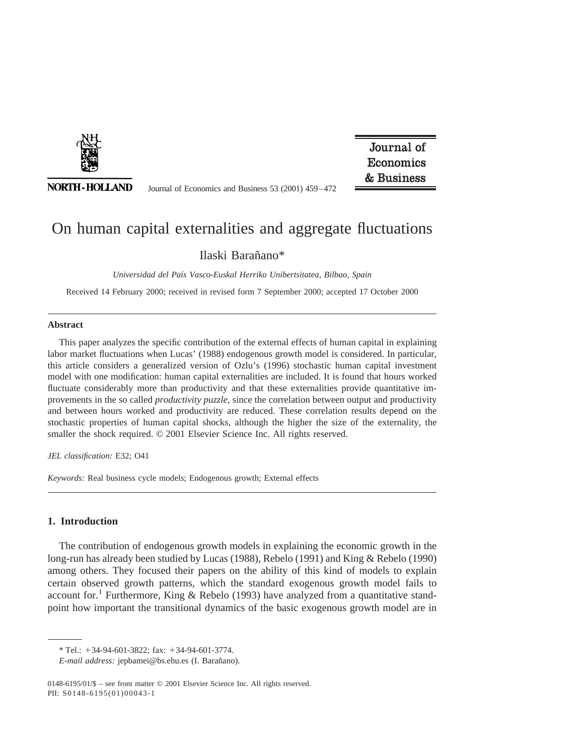# On human capital externalities and aggregate fluctuations

Ilaski Barañano*

*Universidad del País Vasco-Euskal Herriko Unibertsitatea, Bilbao, Spain*

Received 14 February 2000; received in revised form 7 September 2000; accepted 17 October 2000

## Abstract

This paper analyzes the specific contribution of the external effects of human capital in explaining labor market fluctuations when Lucas' (1988) endogenous growth model is considered. In particular, this article considers a generalized version of Ozlu's (1996) stochastic human capital investment model with one modification: human capital externalities are included. It is found that hours worked fluctuate considerably more than productivity and that these externalities provide quantitative improvements in the so called *productivity puzzle,* since the correlation between output and productivity and between hours worked and productivity are reduced. These correlation results depend on the stochastic properties of human capital shocks, although the higher the size of the externality, the smaller the shock required. © 2001 Elsevier Science Inc. All rights reserved.

*JEL classification:* E32; O41

*Keywords:* Real business cycle models; Endogenous growth; External effects

## 1. Introduction

The contribution of endogenous growth models in explaining the economic growth in the long-run has already been studied by Lucas (1988), Rebelo (1991) and King & Rebelo (1990) among others. They focused their papers on the ability of this kind of models to explain certain observed growth patterns, which the standard exogenous growth model fails to account for.[1] Furthermore, King & Rebelo (1993) have analyzed from a quantitative standpoint how important the transitional dynamics of the basic exogenous growth model are in

---

* Tel.: +34-94-601-3822; fax: +34-94-601-3774.

*E-mail address:* jepbamei@bs.ehu.es (I. Barañano).

0148-6195/01/$ – see front matter © 2001 Elsevier Science Inc. All rights reserved.
PII: S0148-6195(01)00043-1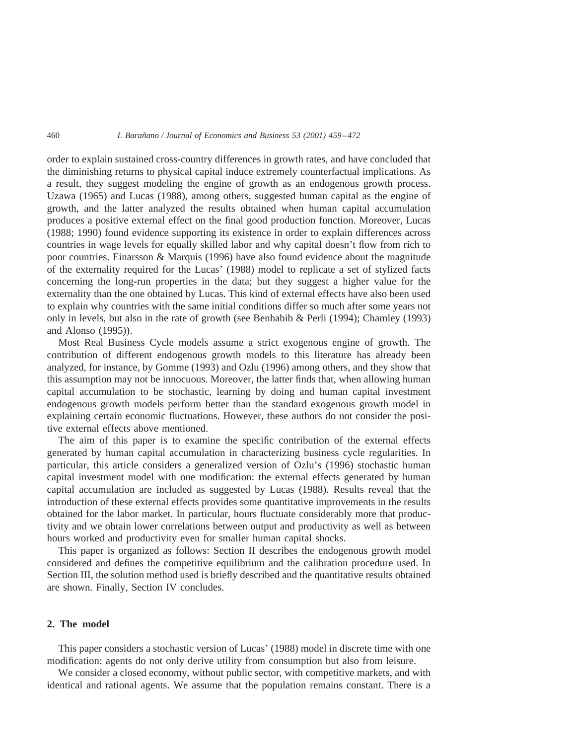order to explain sustained cross-country differences in growth rates, and have concluded that the diminishing returns to physical capital induce extremely counterfactual implications. As a result, they suggest modeling the engine of growth as an endogenous growth process. Uzawa (1965) and Lucas (1988), among others, suggested human capital as the engine of growth, and the latter analyzed the results obtained when human capital accumulation produces a positive external effect on the final good production function. Moreover, Lucas (1988; 1990) found evidence supporting its existence in order to explain differences across countries in wage levels for equally skilled labor and why capital doesn't flow from rich to poor countries. Einarsson & Marquis (1996) have also found evidence about the magnitude of the externality required for the Lucas' (1988) model to replicate a set of stylized facts concerning the long-run properties in the data; but they suggest a higher value for the externality than the one obtained by Lucas. This kind of external effects have also been used to explain why countries with the same initial conditions differ so much after some years not only in levels, but also in the rate of growth (see Benhabib & Perli (1994); Chamley (1993) and Alonso (1995)).

Most Real Business Cycle models assume a strict exogenous engine of growth. The contribution of different endogenous growth models to this literature has already been analyzed, for instance, by Gomme (1993) and Ozlu (1996) among others, and they show that this assumption may not be innocuous. Moreover, the latter finds that, when allowing human capital accumulation to be stochastic, learning by doing and human capital investment endogenous growth models perform better than the standard exogenous growth model in explaining certain economic fluctuations. However, these authors do not consider the positive external effects above mentioned.

The aim of this paper is to examine the specific contribution of the external effects generated by human capital accumulation in characterizing business cycle regularities. In particular, this article considers a generalized version of Ozlu's (1996) stochastic human capital investment model with one modification: the external effects generated by human capital accumulation are included as suggested by Lucas (1988). Results reveal that the introduction of these external effects provides some quantitative improvements in the results obtained for the labor market. In particular, hours fluctuate considerably more that productivity and we obtain lower correlations between output and productivity as well as between hours worked and productivity even for smaller human capital shocks.

This paper is organized as follows: Section II describes the endogenous growth model considered and defines the competitive equilibrium and the calibration procedure used. In Section III, the solution method used is briefly described and the quantitative results obtained are shown. Finally, Section IV concludes.

## 2. The model

This paper considers a stochastic version of Lucas' (1988) model in discrete time with one modification: agents do not only derive utility from consumption but also from leisure.

We consider a closed economy, without public sector, with competitive markets, and with identical and rational agents. We assume that the population remains constant. There is a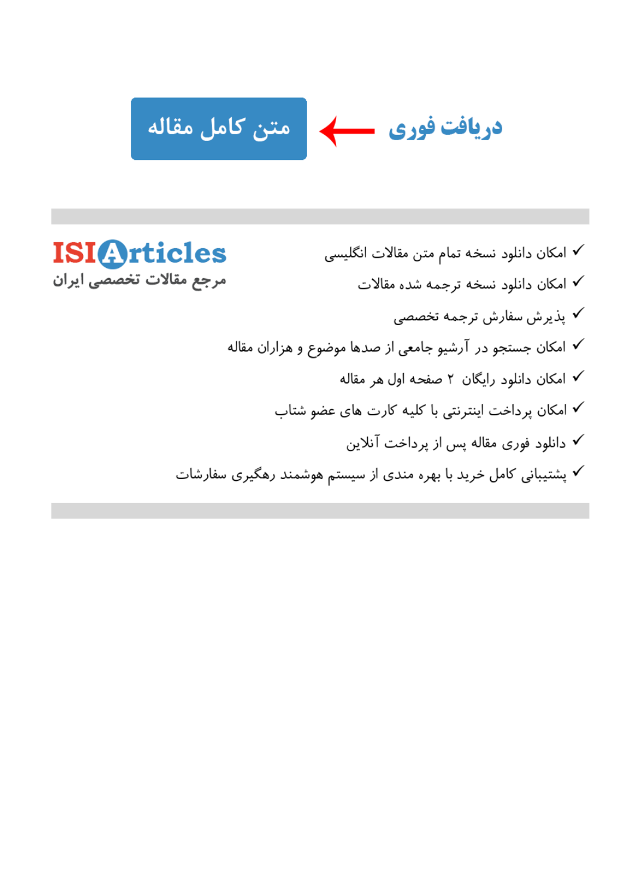دریافت فوری ← **متن کامل مقاله**

**ISIArticles**
مرجع مقالات تخصصی ایران

- ✓ امکان دانلود نسخه تمام متن مقالات انگلیسی
- ✓ امکان دانلود نسخه ترجمه شده مقالات
- ✓ پذیرش سفارش ترجمه تخصصی
- ✓ امکان جستجو در آرشیو جامعی از صدها موضوع و هزاران مقاله
- ✓ امکان دانلود رایگان ۲ صفحه اول هر مقاله
- ✓ امکان پرداخت اینترنتی با کلیه کارت های عضو شتاب
- ✓ دانلود فوری مقاله پس از پرداخت آنلاین
- ✓ پشتیبانی کامل خرید با بهره مندی از سیستم هوشمند رهگیری سفارشات